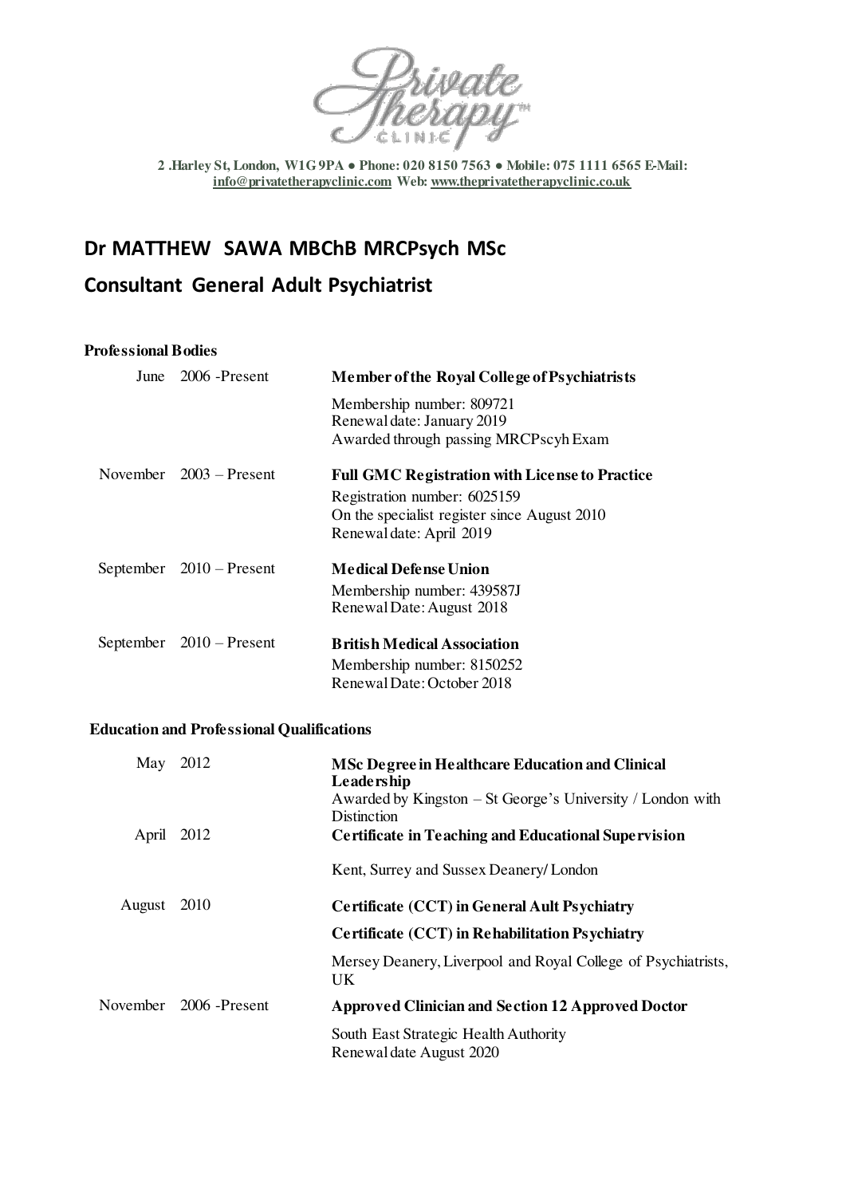Private Therapy Clinic

2 .Harley St, London, W1G 9PA ● Phone: 020 8150 7563 ● Mobile: 075 1111 6565 E-Mail: info@privatetherapyclinic.com Web: www.theprivatetherapyclinic.co.uk

# Dr MATTHEW SAWA MBChB MRCPsych MSc

## Consultant General Adult Psychiatrist

### Professional Bodies

June 2006 -Present
**Member of the Royal College of Psychiatrists**
Membership number: 809721
Renewal date: January 2019
Awarded through passing MRCPscyh Exam

November 2003 – Present
**Full GMC Registration with License to Practice**
Registration number: 6025159
On the specialist register since August 2010
Renewal date: April 2019

September 2010 – Present
**Medical Defense Union**
Membership number: 439587J
Renewal Date: August 2018

September 2010 – Present
**British Medical Association**
Membership number: 8150252
Renewal Date: October 2018

### Education and Professional Qualifications

May 2012
**MSc Degree in Healthcare Education and Clinical Leadership**
Awarded by Kingston – St George's University / London with Distinction

April 2012
**Certificate in Teaching and Educational Supervision**
Kent, Surrey and Sussex Deanery/ London

August 2010
**Certificate (CCT) in General Ault Psychiatry**
**Certificate (CCT) in Rehabilitation Psychiatry**
Mersey Deanery, Liverpool and Royal College of Psychiatrists, UK

November 2006 -Present
**Approved Clinician and Section 12 Approved Doctor**
South East Strategic Health Authority
Renewal date August 2020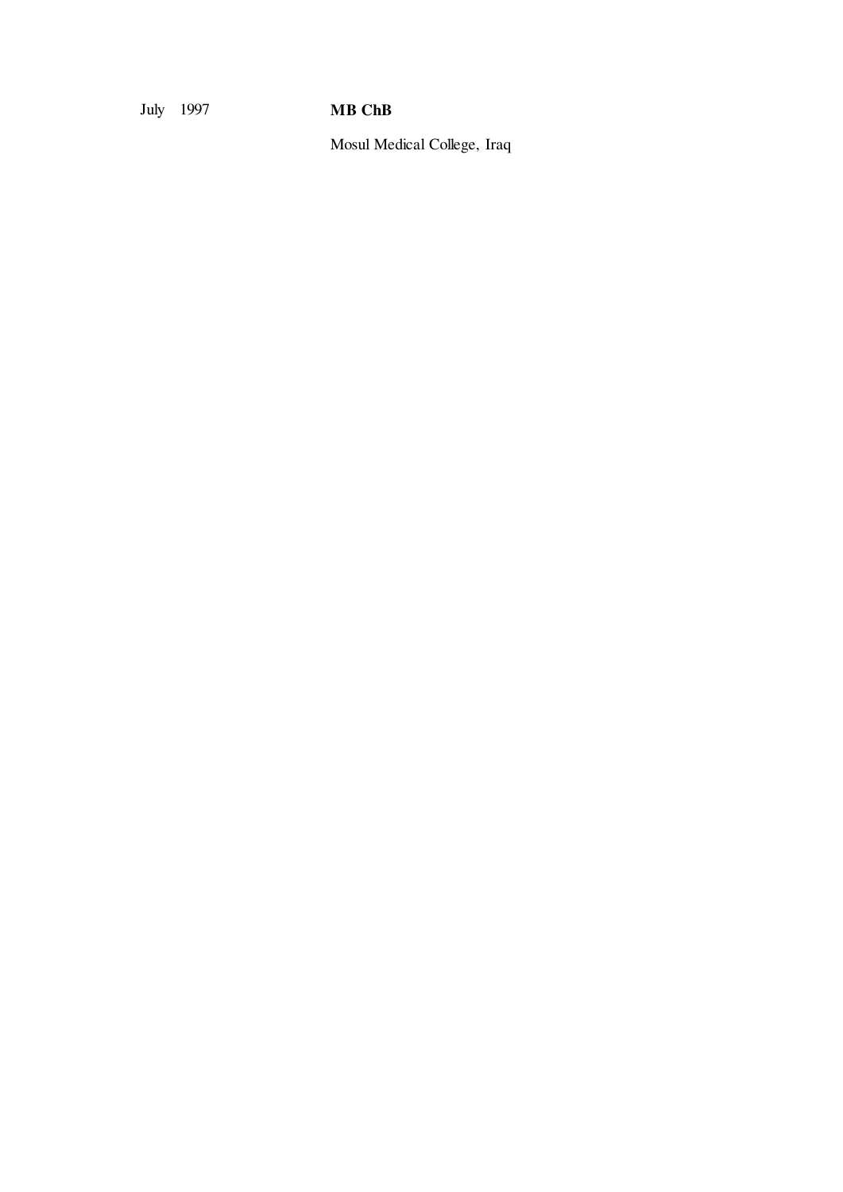July 1997 **MB ChB**

Mosul Medical College, Iraq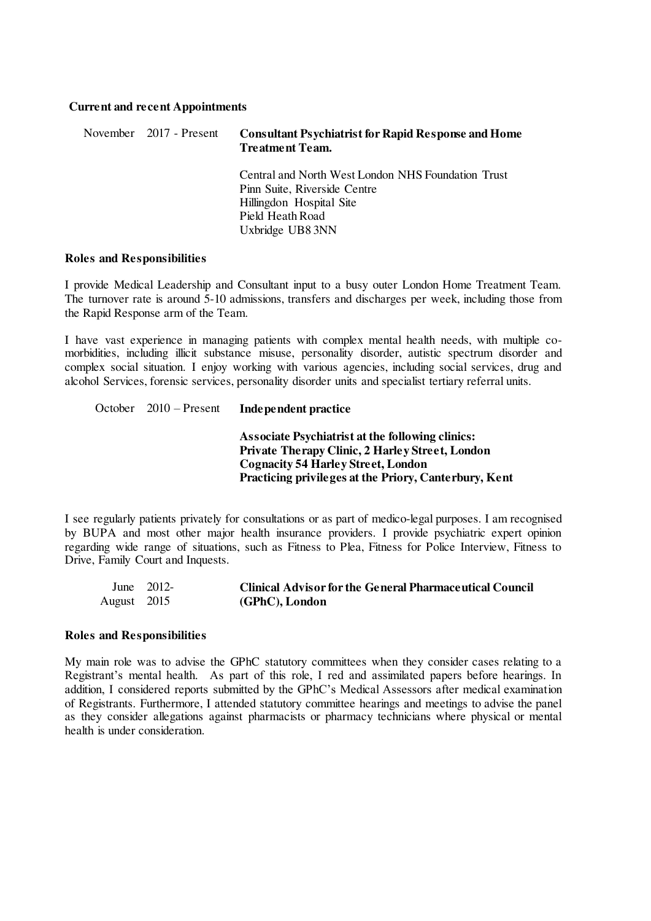**Current and recent Appointments**

November 2017 - Present **Consultant Psychiatrist for Rapid Response and Home Treatment Team.**

Central and North West London NHS Foundation Trust
Pinn Suite, Riverside Centre
Hillingdon Hospital Site
Pield Heath Road
Uxbridge UB8 3NN

**Roles and Responsibilities**

I provide Medical Leadership and Consultant input to a busy outer London Home Treatment Team. The turnover rate is around 5-10 admissions, transfers and discharges per week, including those from the Rapid Response arm of the Team.

I have vast experience in managing patients with complex mental health needs, with multiple co-morbidities, including illicit substance misuse, personality disorder, autistic spectrum disorder and complex social situation. I enjoy working with various agencies, including social services, drug and alcohol Services, forensic services, personality disorder units and specialist tertiary referral units.

October 2010 – Present **Independent practice**

**Associate Psychiatrist at the following clinics:**
**Private Therapy Clinic, 2 Harley Street, London**
**Cognacity 54 Harley Street, London**
**Practicing privileges at the Priory, Canterbury, Kent**

I see regularly patients privately for consultations or as part of medico-legal purposes. I am recognised by BUPA and most other major health insurance providers. I provide psychiatric expert opinion regarding wide range of situations, such as Fitness to Plea, Fitness for Police Interview, Fitness to Drive, Family Court and Inquests.

June 2012- August 2015 **Clinical Advisor for the General Pharmaceutical Council (GPhC), London**

**Roles and Responsibilities**

My main role was to advise the GPhC statutory committees when they consider cases relating to a Registrant's mental health. As part of this role, I red and assimilated papers before hearings. In addition, I considered reports submitted by the GPhC's Medical Assessors after medical examination of Registrants. Furthermore, I attended statutory committee hearings and meetings to advise the panel as they consider allegations against pharmacists or pharmacy technicians where physical or mental health is under consideration.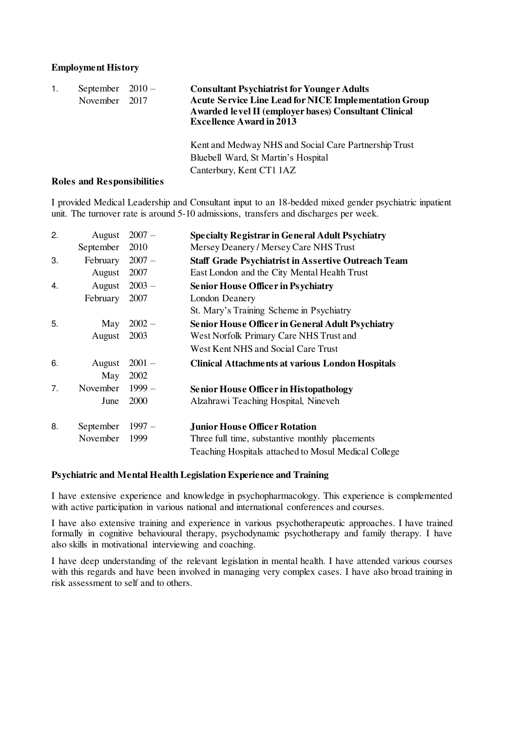**Employment History**

1. September 2010 – November 2017

   **Consultant Psychiatrist for Younger Adults**
   **Acute Service Line Lead for NICE Implementation Group**
   **Awarded level II (employer bases) Consultant Clinical Excellence Award in 2013**

   Kent and Medway NHS and Social Care Partnership Trust
   Bluebell Ward, St Martin's Hospital
   Canterbury, Kent CT1 1AZ

**Roles and Responsibilities**

I provided Medical Leadership and Consultant input to an 18-bedded mixed gender psychiatric inpatient unit. The turnover rate is around 5-10 admissions, transfers and discharges per week.

2. August 2007 – September 2010

   **Specialty Registrar in General Adult Psychiatry**
   Mersey Deanery / Mersey Care NHS Trust

3. February 2007 – August 2007

   **Staff Grade Psychiatrist in Assertive Outreach Team**
   East London and the City Mental Health Trust

4. August 2003 – February 2007

   **Senior House Officer in Psychiatry**
   London Deanery
   St. Mary's Training Scheme in Psychiatry

5. May 2002 – August 2003

   **Senior House Officer in General Adult Psychiatry**
   West Norfolk Primary Care NHS Trust and
   West Kent NHS and Social Care Trust

6. August 2001 – May 2002

   **Clinical Attachments at various London Hospitals**

7. November 1999 – June 2000

   **Senior House Officer in Histopathology**
   Alzahrawi Teaching Hospital, Nineveh

8. September 1997 – November 1999

   **Junior House Officer Rotation**
   Three full time, substantive monthly placements
   Teaching Hospitals attached to Mosul Medical College

**Psychiatric and Mental Health Legislation Experience and Training**

I have extensive experience and knowledge in psychopharmacology. This experience is complemented with active participation in various national and international conferences and courses.

I have also extensive training and experience in various psychotherapeutic approaches. I have trained formally in cognitive behavioural therapy, psychodynamic psychotherapy and family therapy. I have also skills in motivational interviewing and coaching.

I have deep understanding of the relevant legislation in mental health. I have attended various courses with this regards and have been involved in managing very complex cases. I have also broad training in risk assessment to self and to others.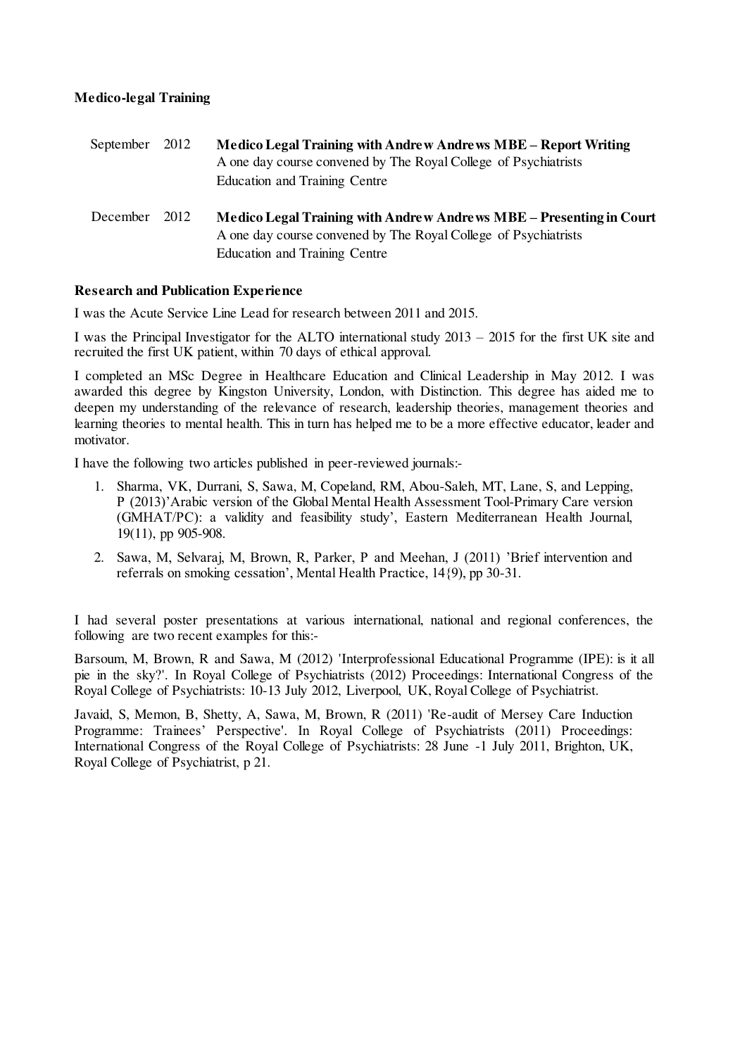**Medico-legal Training**

| | | |
|---|---|---|
| September | 2012 | **Medico Legal Training with Andrew Andrews MBE – Report Writing**<br>A one day course convened by The Royal College of Psychiatrists Education and Training Centre |
| December | 2012 | **Medico Legal Training with Andrew Andrews MBE – Presenting in Court**<br>A one day course convened by The Royal College of Psychiatrists Education and Training Centre |

**Research and Publication Experience**

I was the Acute Service Line Lead for research between 2011 and 2015.

I was the Principal Investigator for the ALTO international study 2013 – 2015 for the first UK site and recruited the first UK patient, within 70 days of ethical approval.

I completed an MSc Degree in Healthcare Education and Clinical Leadership in May 2012. I was awarded this degree by Kingston University, London, with Distinction. This degree has aided me to deepen my understanding of the relevance of research, leadership theories, management theories and learning theories to mental health. This in turn has helped me to be a more effective educator, leader and motivator.

I have the following two articles published in peer-reviewed journals:-

1. Sharma, VK, Durrani, S, Sawa, M, Copeland, RM, Abou-Saleh, MT, Lane, S, and Lepping, P (2013)'Arabic version of the Global Mental Health Assessment Tool-Primary Care version (GMHAT/PC): a validity and feasibility study', Eastern Mediterranean Health Journal, 19(11), pp 905-908.
2. Sawa, M, Selvaraj, M, Brown, R, Parker, P and Meehan, J (2011) 'Brief intervention and referrals on smoking cessation', Mental Health Practice, 14{9), pp 30-31.

I had several poster presentations at various international, national and regional conferences, the following are two recent examples for this:-

Barsoum, M, Brown, R and Sawa, M (2012) 'Interprofessional Educational Programme (IPE): is it all pie in the sky?'. In Royal College of Psychiatrists (2012) Proceedings: International Congress of the Royal College of Psychiatrists: 10-13 July 2012, Liverpool, UK, Royal College of Psychiatrist.

Javaid, S, Memon, B, Shetty, A, Sawa, M, Brown, R (2011) 'Re-audit of Mersey Care Induction Programme: Trainees' Perspective'. In Royal College of Psychiatrists (2011) Proceedings: International Congress of the Royal College of Psychiatrists: 28 June -1 July 2011, Brighton, UK, Royal College of Psychiatrist, p 21.